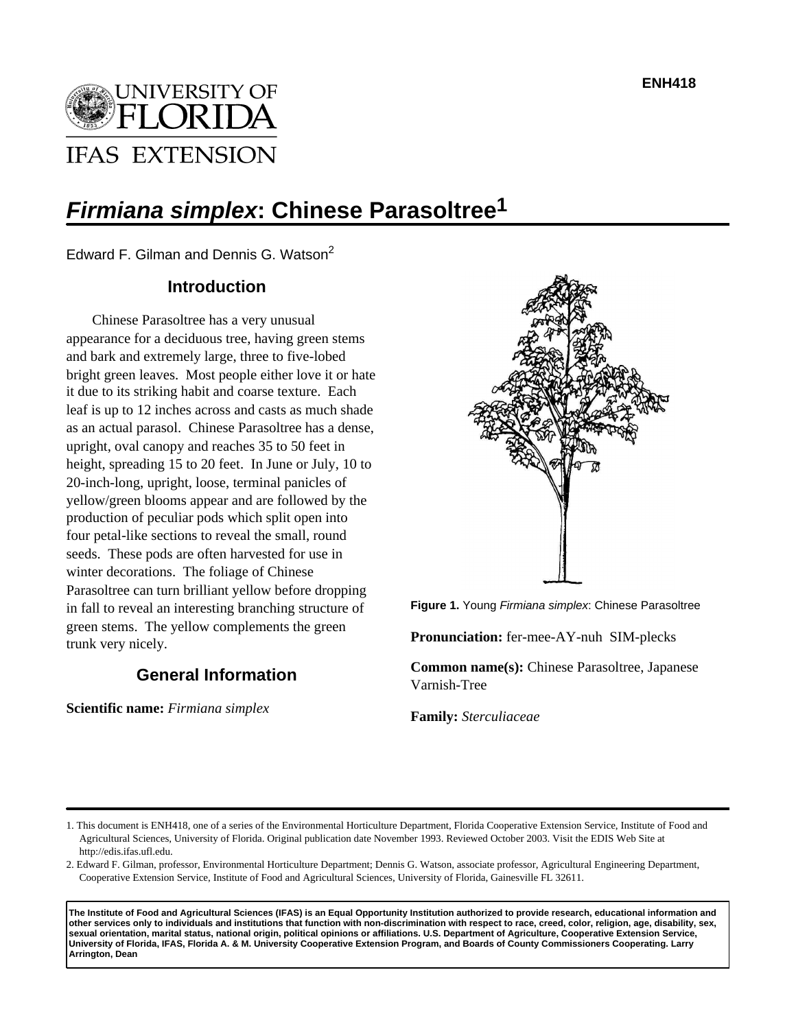ENH418

# *Firmiana simplex*: Chinese Parasoltree[1]

Edward F. Gilman and Dennis G. Watson[2]

## Introduction

Chinese Parasoltree has a very unusual appearance for a deciduous tree, having green stems and bark and extremely large, three to five-lobed bright green leaves. Most people either love it or hate it due to its striking habit and coarse texture. Each leaf is up to 12 inches across and casts as much shade as an actual parasol. Chinese Parasoltree has a dense, upright, oval canopy and reaches 35 to 50 feet in height, spreading 15 to 20 feet. In June or July, 10 to 20-inch-long, upright, loose, terminal panicles of yellow/green blooms appear and are followed by the production of peculiar pods which split open into four petal-like sections to reveal the small, round seeds. These pods are often harvested for use in winter decorations. The foliage of Chinese Parasoltree can turn brilliant yellow before dropping in fall to reveal an interesting branching structure of green stems. The yellow complements the green trunk very nicely.

**Figure 1.** Young *Firmiana simplex*: Chinese Parasoltree

## General Information

**Scientific name:** *Firmiana simplex*

**Pronunciation:** fer-mee-AY-nuh SIM-plecks

**Common name(s):** Chinese Parasoltree, Japanese Varnish-Tree

**Family:** *Sterculiaceae*

---

1. This document is ENH418, one of a series of the Environmental Horticulture Department, Florida Cooperative Extension Service, Institute of Food and Agricultural Sciences, University of Florida. Original publication date November 1993. Reviewed October 2003. Visit the EDIS Web Site at http://edis.ifas.ufl.edu.

2. Edward F. Gilman, professor, Environmental Horticulture Department; Dennis G. Watson, associate professor, Agricultural Engineering Department, Cooperative Extension Service, Institute of Food and Agricultural Sciences, University of Florida, Gainesville FL 32611.

**The Institute of Food and Agricultural Sciences (IFAS) is an Equal Opportunity Institution authorized to provide research, educational information and other services only to individuals and institutions that function with non-discrimination with respect to race, creed, color, religion, age, disability, sex, sexual orientation, marital status, national origin, political opinions or affiliations. U.S. Department of Agriculture, Cooperative Extension Service, University of Florida, IFAS, Florida A. & M. University Cooperative Extension Program, and Boards of County Commissioners Cooperating. Larry Arrington, Dean**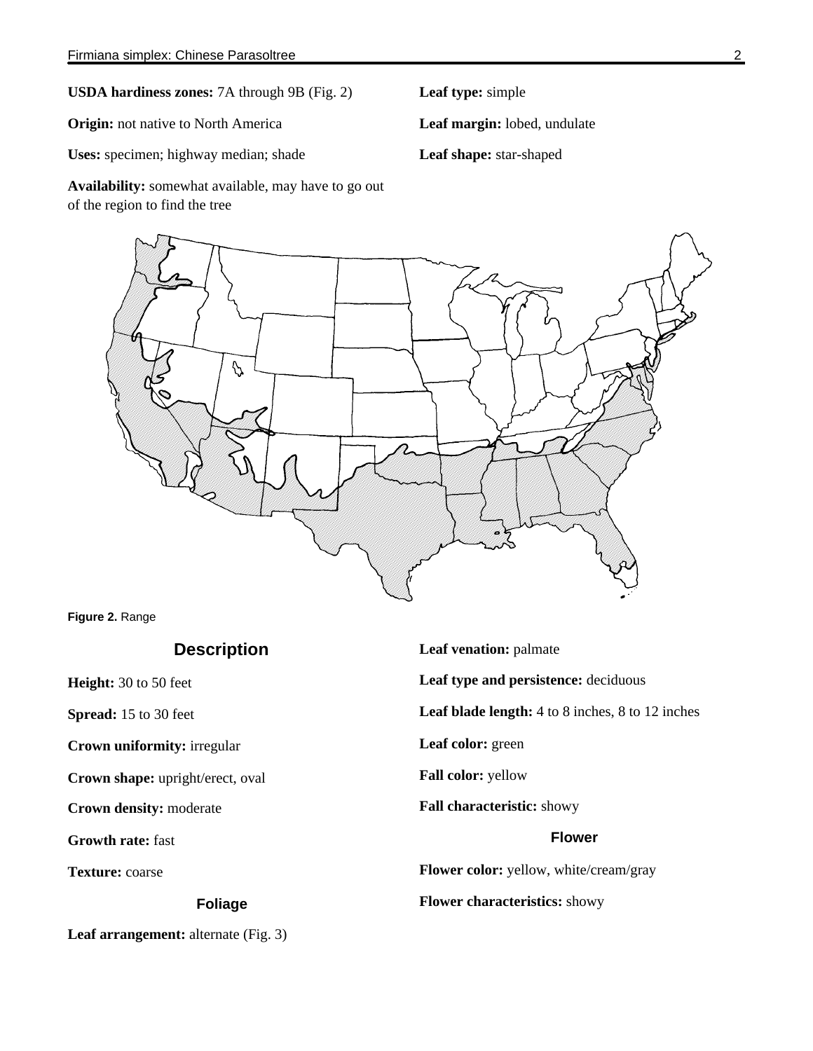**USDA hardiness zones:** 7A through 9B (Fig. 2)

**Origin:** not native to North America

**Uses:** specimen; highway median; shade

**Availability:** somewhat available, may have to go out of the region to find the tree

**Leaf type:** simple

**Leaf margin:** lobed, undulate

**Leaf shape:** star-shaped

**Figure 2.** Range

## Description

**Height:** 30 to 50 feet

**Spread:** 15 to 30 feet

**Crown uniformity:** irregular

**Crown shape:** upright/erect, oval

**Crown density:** moderate

**Growth rate:** fast

**Texture:** coarse

### Foliage

**Leaf arrangement:** alternate (Fig. 3)

**Leaf venation:** palmate

**Leaf type and persistence:** deciduous

**Leaf blade length:** 4 to 8 inches, 8 to 12 inches

**Leaf color:** green

**Fall color:** yellow

**Fall characteristic:** showy

### Flower

**Flower color:** yellow, white/cream/gray

**Flower characteristics:** showy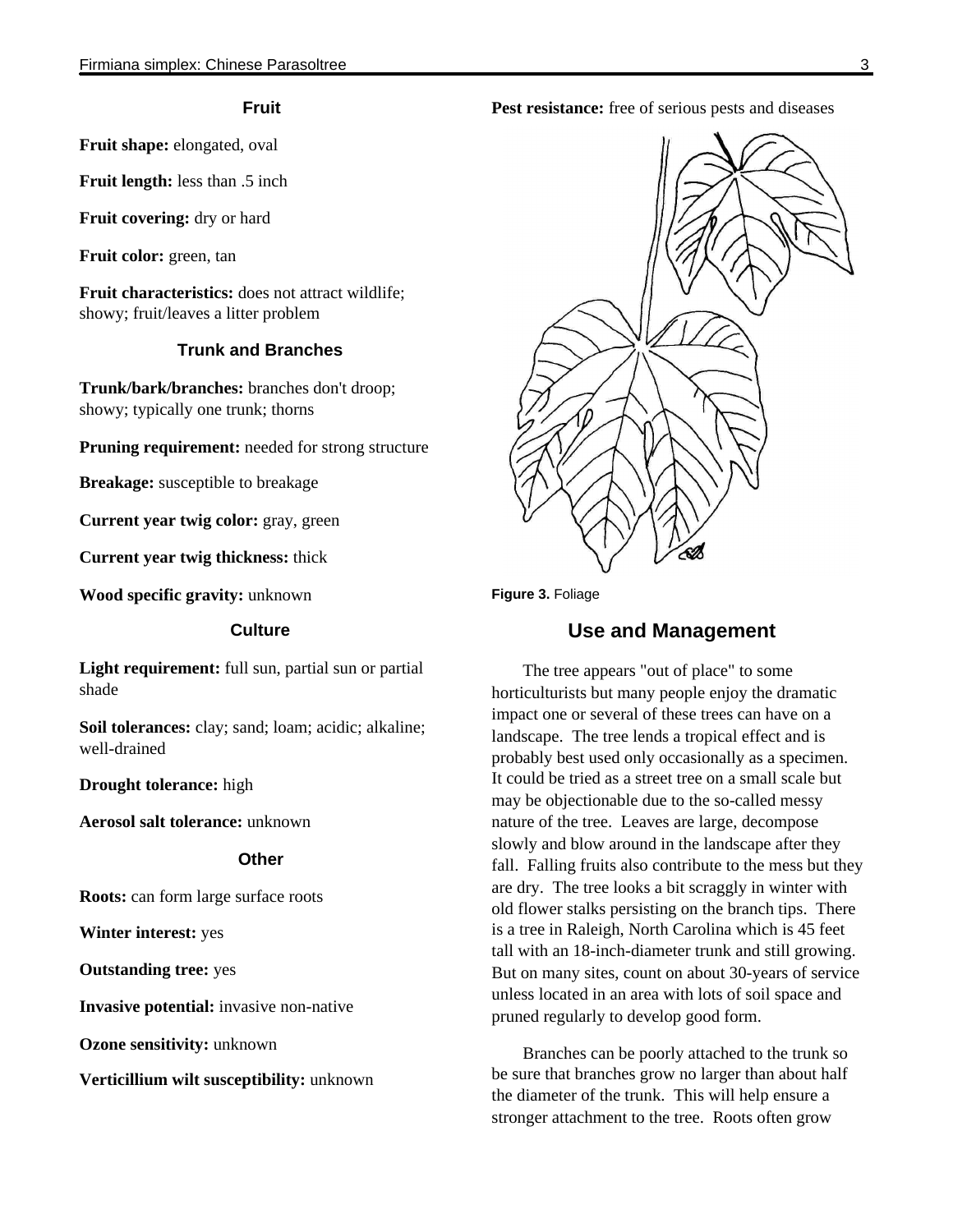### Fruit

**Fruit shape:** elongated, oval

**Fruit length:** less than .5 inch

**Fruit covering:** dry or hard

**Fruit color:** green, tan

**Fruit characteristics:** does not attract wildlife; showy; fruit/leaves a litter problem

### Trunk and Branches

**Trunk/bark/branches:** branches don't droop; showy; typically one trunk; thorns

**Pruning requirement:** needed for strong structure

**Breakage:** susceptible to breakage

**Current year twig color:** gray, green

**Current year twig thickness:** thick

**Wood specific gravity:** unknown

### Culture

**Light requirement:** full sun, partial sun or partial shade

**Soil tolerances:** clay; sand; loam; acidic; alkaline; well-drained

**Drought tolerance:** high

**Aerosol salt tolerance:** unknown

### Other

**Roots:** can form large surface roots

**Winter interest:** yes

**Outstanding tree:** yes

**Invasive potential:** invasive non-native

**Ozone sensitivity:** unknown

**Verticillium wilt susceptibility:** unknown

**Pest resistance:** free of serious pests and diseases

**Figure 3.** Foliage

## Use and Management

The tree appears "out of place" to some horticulturists but many people enjoy the dramatic impact one or several of these trees can have on a landscape. The tree lends a tropical effect and is probably best used only occasionally as a specimen. It could be tried as a street tree on a small scale but may be objectionable due to the so-called messy nature of the tree. Leaves are large, decompose slowly and blow around in the landscape after they fall. Falling fruits also contribute to the mess but they are dry. The tree looks a bit scraggly in winter with old flower stalks persisting on the branch tips. There is a tree in Raleigh, North Carolina which is 45 feet tall with an 18-inch-diameter trunk and still growing. But on many sites, count on about 30-years of service unless located in an area with lots of soil space and pruned regularly to develop good form.

Branches can be poorly attached to the trunk so be sure that branches grow no larger than about half the diameter of the trunk. This will help ensure a stronger attachment to the tree. Roots often grow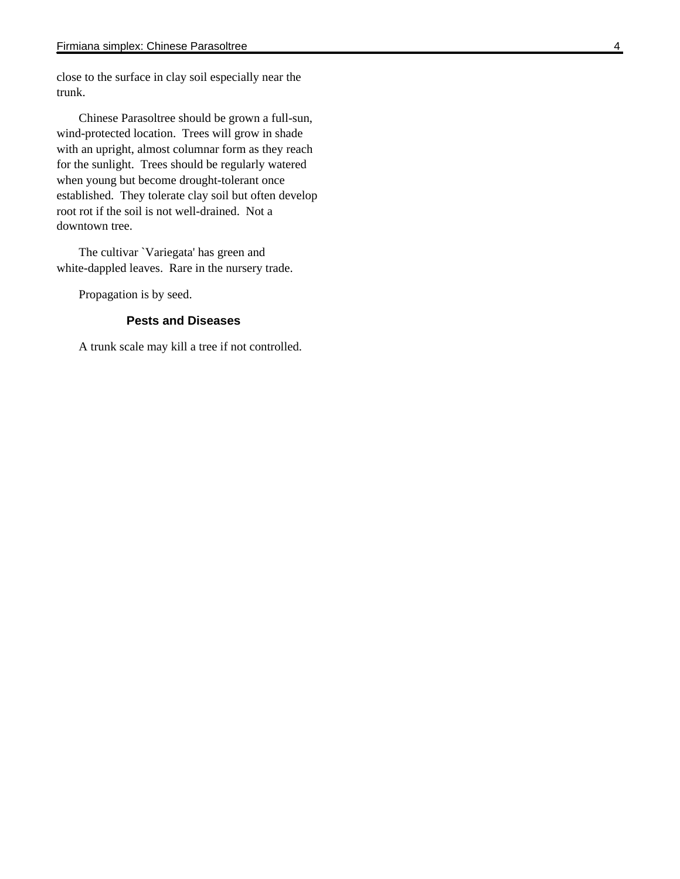close to the surface in clay soil especially near the trunk.

Chinese Parasoltree should be grown a full-sun, wind-protected location. Trees will grow in shade with an upright, almost columnar form as they reach for the sunlight. Trees should be regularly watered when young but become drought-tolerant once established. They tolerate clay soil but often develop root rot if the soil is not well-drained. Not a downtown tree.

The cultivar `Variegata' has green and white-dappled leaves. Rare in the nursery trade.

Propagation is by seed.

## Pests and Diseases

A trunk scale may kill a tree if not controlled.